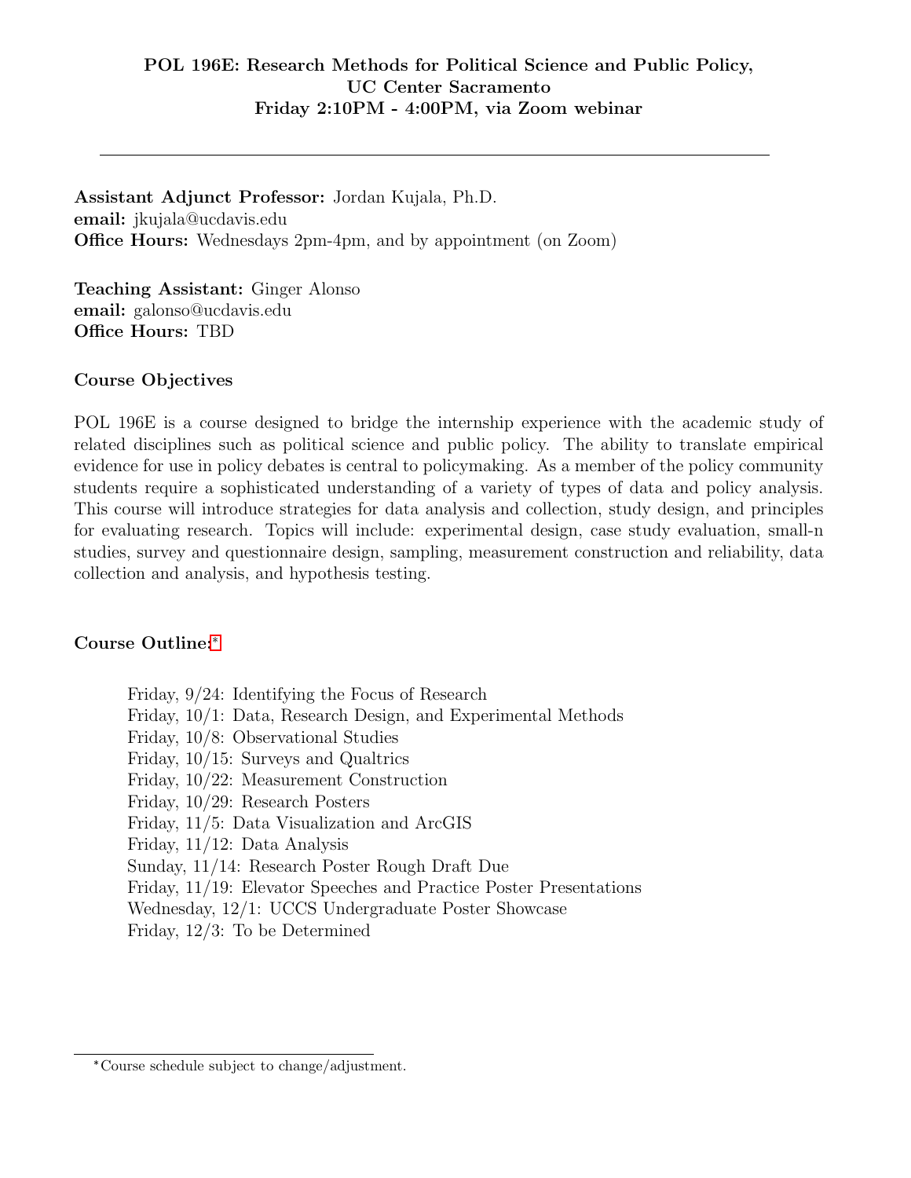# POL 196E: Research Methods for Political Science and Public Policy, UC Center Sacramento

**Friday 2:10PM - 4:00PM, via Zoom webinar**

---

**Assistant Adjunct Professor:** Jordan Kujala, Ph.D.
**email:** jkujala@ucdavis.edu
**Office Hours:** Wednesdays 2pm-4pm, and by appointment (on Zoom)

**Teaching Assistant:** Ginger Alonso
**email:** galonso@ucdavis.edu
**Office Hours:** TBD

## Course Objectives

POL 196E is a course designed to bridge the internship experience with the academic study of related disciplines such as political science and public policy. The ability to translate empirical evidence for use in policy debates is central to policymaking. As a member of the policy community students require a sophisticated understanding of a variety of types of data and policy analysis. This course will introduce strategies for data analysis and collection, study design, and principles for evaluating research. Topics will include: experimental design, case study evaluation, small-n studies, survey and questionnaire design, sampling, measurement construction and reliability, data collection and analysis, and hypothesis testing.

## Course Outline:*

Friday, 9/24: Identifying the Focus of Research
Friday, 10/1: Data, Research Design, and Experimental Methods
Friday, 10/8: Observational Studies
Friday, 10/15: Surveys and Qualtrics
Friday, 10/22: Measurement Construction
Friday, 10/29: Research Posters
Friday, 11/5: Data Visualization and ArcGIS
Friday, 11/12: Data Analysis
Sunday, 11/14: Research Poster Rough Draft Due
Friday, 11/19: Elevator Speeches and Practice Poster Presentations
Wednesday, 12/1: UCCS Undergraduate Poster Showcase
Friday, 12/3: To be Determined

---

*Course schedule subject to change/adjustment.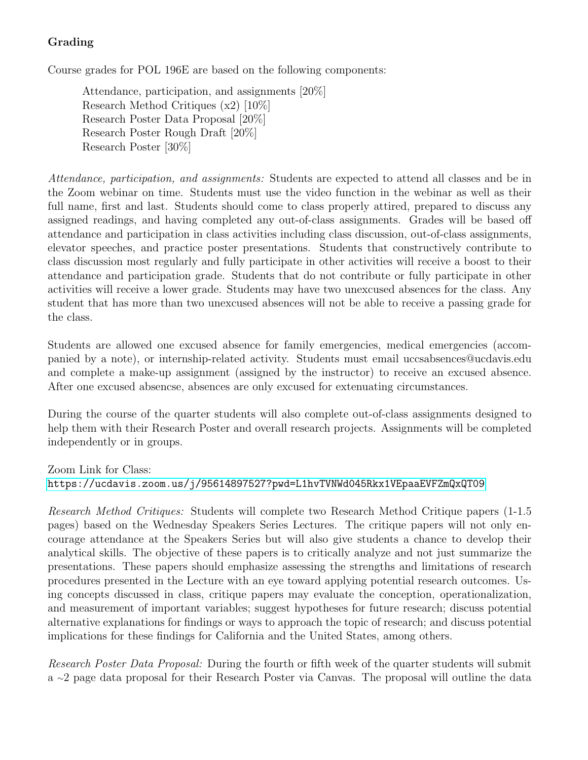### Grading

Course grades for POL 196E are based on the following components:

> Attendance, participation, and assignments [20%]
> Research Method Critiques (x2) [10%]
> Research Poster Data Proposal [20%]
> Research Poster Rough Draft [20%]
> Research Poster [30%]

*Attendance, participation, and assignments:* Students are expected to attend all classes and be in the Zoom webinar on time. Students must use the video function in the webinar as well as their full name, first and last. Students should come to class properly attired, prepared to discuss any assigned readings, and having completed any out-of-class assignments. Grades will be based off attendance and participation in class activities including class discussion, out-of-class assignments, elevator speeches, and practice poster presentations. Students that constructively contribute to class discussion most regularly and fully participate in other activities will receive a boost to their attendance and participation grade. Students that do not contribute or fully participate in other activities will receive a lower grade. Students may have two unexcused absences for the class. Any student that has more than two unexcused absences will not be able to receive a passing grade for the class.

Students are allowed one excused absence for family emergencies, medical emergencies (accompanied by a note), or internship-related activity. Students must email uccsabsences@ucdavis.edu and complete a make-up assignment (assigned by the instructor) to receive an excused absence. After one excused absencse, absences are only excused for extenuating circumstances.

During the course of the quarter students will also complete out-of-class assignments designed to help them with their Research Poster and overall research projects. Assignments will be completed independently or in groups.

Zoom Link for Class:
https://ucdavis.zoom.us/j/95614897527?pwd=L1hvTVNWd045Rkx1VEpaaEVFZmQxQT09

*Research Method Critiques:* Students will complete two Research Method Critique papers (1-1.5 pages) based on the Wednesday Speakers Series Lectures. The critique papers will not only encourage attendance at the Speakers Series but will also give students a chance to develop their analytical skills. The objective of these papers is to critically analyze and not just summarize the presentations. These papers should emphasize assessing the strengths and limitations of research procedures presented in the Lecture with an eye toward applying potential research outcomes. Using concepts discussed in class, critique papers may evaluate the conception, operationalization, and measurement of important variables; suggest hypotheses for future research; discuss potential alternative explanations for findings or ways to approach the topic of research; and discuss potential implications for these findings for California and the United States, among others.

*Research Poster Data Proposal:* During the fourth or fifth week of the quarter students will submit a ~2 page data proposal for their Research Poster via Canvas. The proposal will outline the data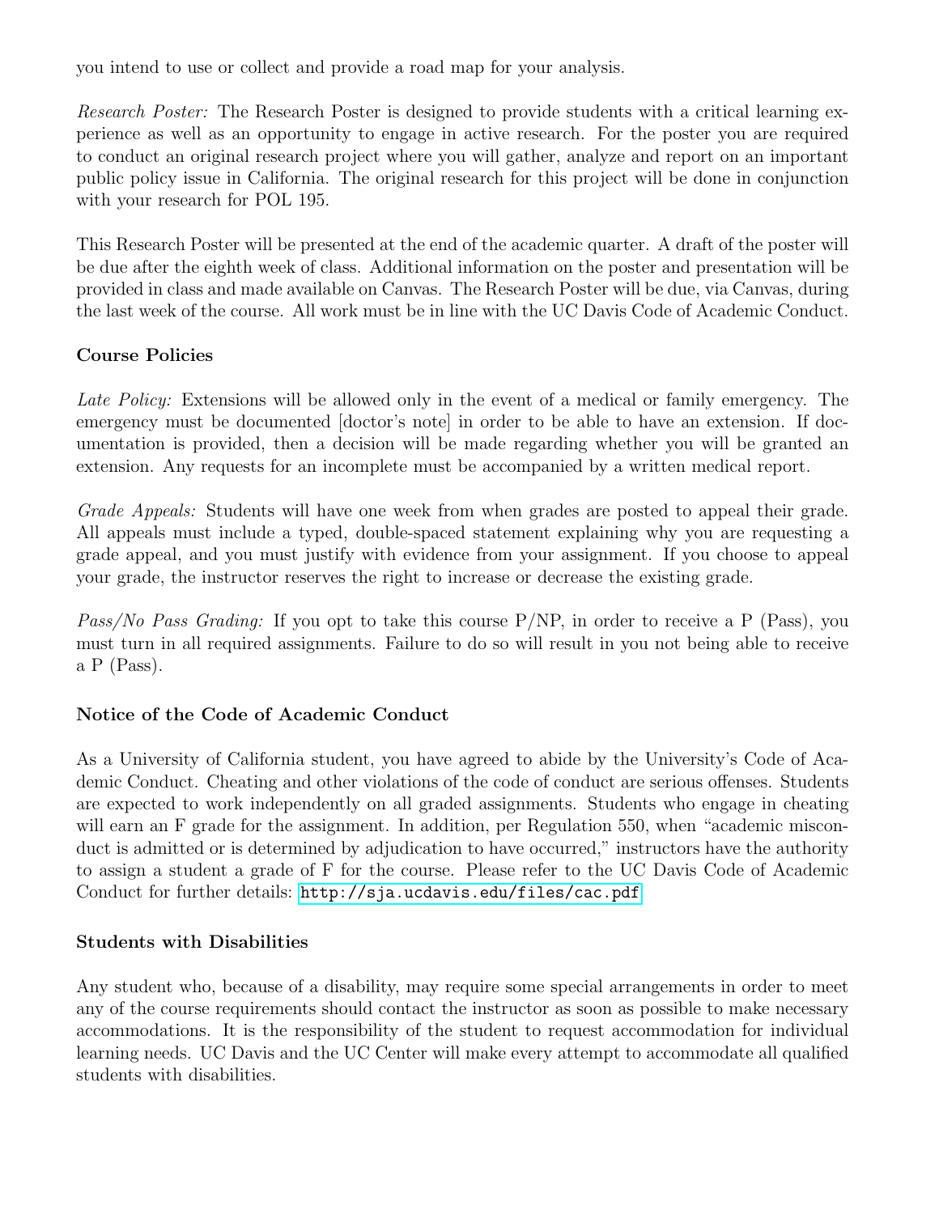you intend to use or collect and provide a road map for your analysis.

*Research Poster:* The Research Poster is designed to provide students with a critical learning experience as well as an opportunity to engage in active research. For the poster you are required to conduct an original research project where you will gather, analyze and report on an important public policy issue in California. The original research for this project will be done in conjunction with your research for POL 195.

This Research Poster will be presented at the end of the academic quarter. A draft of the poster will be due after the eighth week of class. Additional information on the poster and presentation will be provided in class and made available on Canvas. The Research Poster will be due, via Canvas, during the last week of the course. All work must be in line with the UC Davis Code of Academic Conduct.

### Course Policies

*Late Policy:* Extensions will be allowed only in the event of a medical or family emergency. The emergency must be documented [doctor's note] in order to be able to have an extension. If documentation is provided, then a decision will be made regarding whether you will be granted an extension. Any requests for an incomplete must be accompanied by a written medical report.

*Grade Appeals:* Students will have one week from when grades are posted to appeal their grade. All appeals must include a typed, double-spaced statement explaining why you are requesting a grade appeal, and you must justify with evidence from your assignment. If you choose to appeal your grade, the instructor reserves the right to increase or decrease the existing grade.

*Pass/No Pass Grading:* If you opt to take this course P/NP, in order to receive a P (Pass), you must turn in all required assignments. Failure to do so will result in you not being able to receive a P (Pass).

### Notice of the Code of Academic Conduct

As a University of California student, you have agreed to abide by the University's Code of Academic Conduct. Cheating and other violations of the code of conduct are serious offenses. Students are expected to work independently on all graded assignments. Students who engage in cheating will earn an F grade for the assignment. In addition, per Regulation 550, when "academic misconduct is admitted or is determined by adjudication to have occurred," instructors have the authority to assign a student a grade of F for the course. Please refer to the UC Davis Code of Academic Conduct for further details: http://sja.ucdavis.edu/files/cac.pdf

### Students with Disabilities

Any student who, because of a disability, may require some special arrangements in order to meet any of the course requirements should contact the instructor as soon as possible to make necessary accommodations. It is the responsibility of the student to request accommodation for individual learning needs. UC Davis and the UC Center will make every attempt to accommodate all qualified students with disabilities.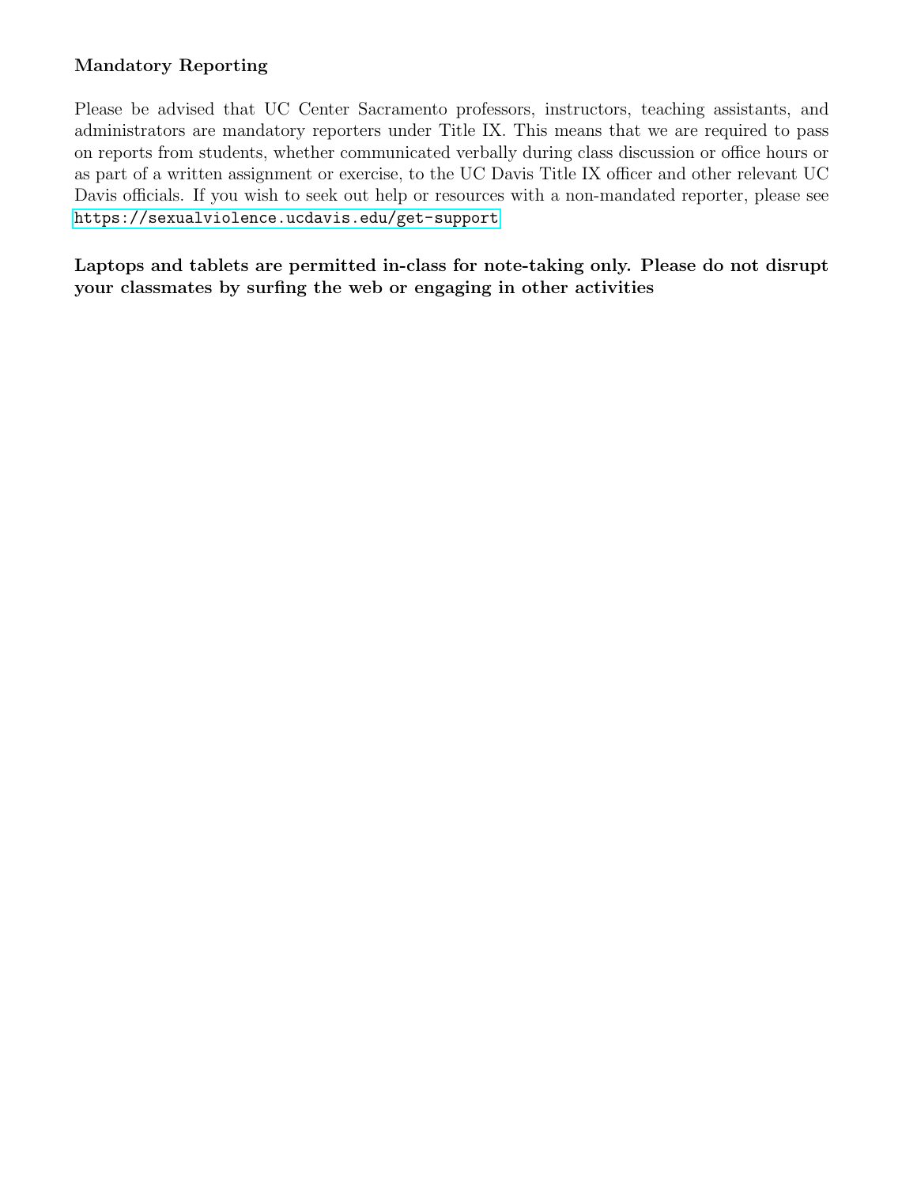**Mandatory Reporting**

Please be advised that UC Center Sacramento professors, instructors, teaching assistants, and administrators are mandatory reporters under Title IX. This means that we are required to pass on reports from students, whether communicated verbally during class discussion or office hours or as part of a written assignment or exercise, to the UC Davis Title IX officer and other relevant UC Davis officials. If you wish to seek out help or resources with a non-mandated reporter, please see https://sexualviolence.ucdavis.edu/get-support

**Laptops and tablets are permitted in-class for note-taking only. Please do not disrupt your classmates by surfing the web or engaging in other activities**